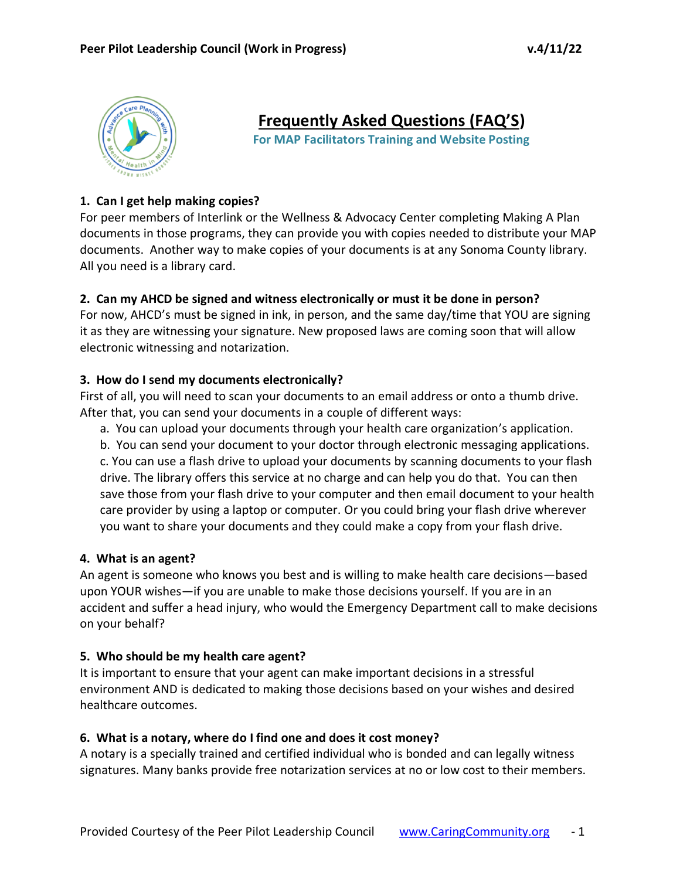# Frequently Asked Questions (FAQ'S)

**For MAP Facilitators Training and Website Posting**

**1. Can I get help making copies?**

For peer members of Interlink or the Wellness & Advocacy Center completing Making A Plan documents in those programs, they can provide you with copies needed to distribute your MAP documents. Another way to make copies of your documents is at any Sonoma County library. All you need is a library card.

**2. Can my AHCD be signed and witness electronically or must it be done in person?**

For now, AHCD's must be signed in ink, in person, and the same day/time that YOU are signing it as they are witnessing your signature. New proposed laws are coming soon that will allow electronic witnessing and notarization.

**3. How do I send my documents electronically?**

First of all, you will need to scan your documents to an email address or onto a thumb drive. After that, you can send your documents in a couple of different ways:

a. You can upload your documents through your health care organization's application.
b. You can send your document to your doctor through electronic messaging applications.
c. You can use a flash drive to upload your documents by scanning documents to your flash drive. The library offers this service at no charge and can help you do that. You can then save those from your flash drive to your computer and then email document to your health care provider by using a laptop or computer. Or you could bring your flash drive wherever you want to share your documents and they could make a copy from your flash drive.

**4. What is an agent?**

An agent is someone who knows you best and is willing to make health care decisions—based upon YOUR wishes—if you are unable to make those decisions yourself. If you are in an accident and suffer a head injury, who would the Emergency Department call to make decisions on your behalf?

**5. Who should be my health care agent?**

It is important to ensure that your agent can make important decisions in a stressful environment AND is dedicated to making those decisions based on your wishes and desired healthcare outcomes.

**6. What is a notary, where do I find one and does it cost money?**

A notary is a specially trained and certified individual who is bonded and can legally witness signatures. Many banks provide free notarization services at no or low cost to their members.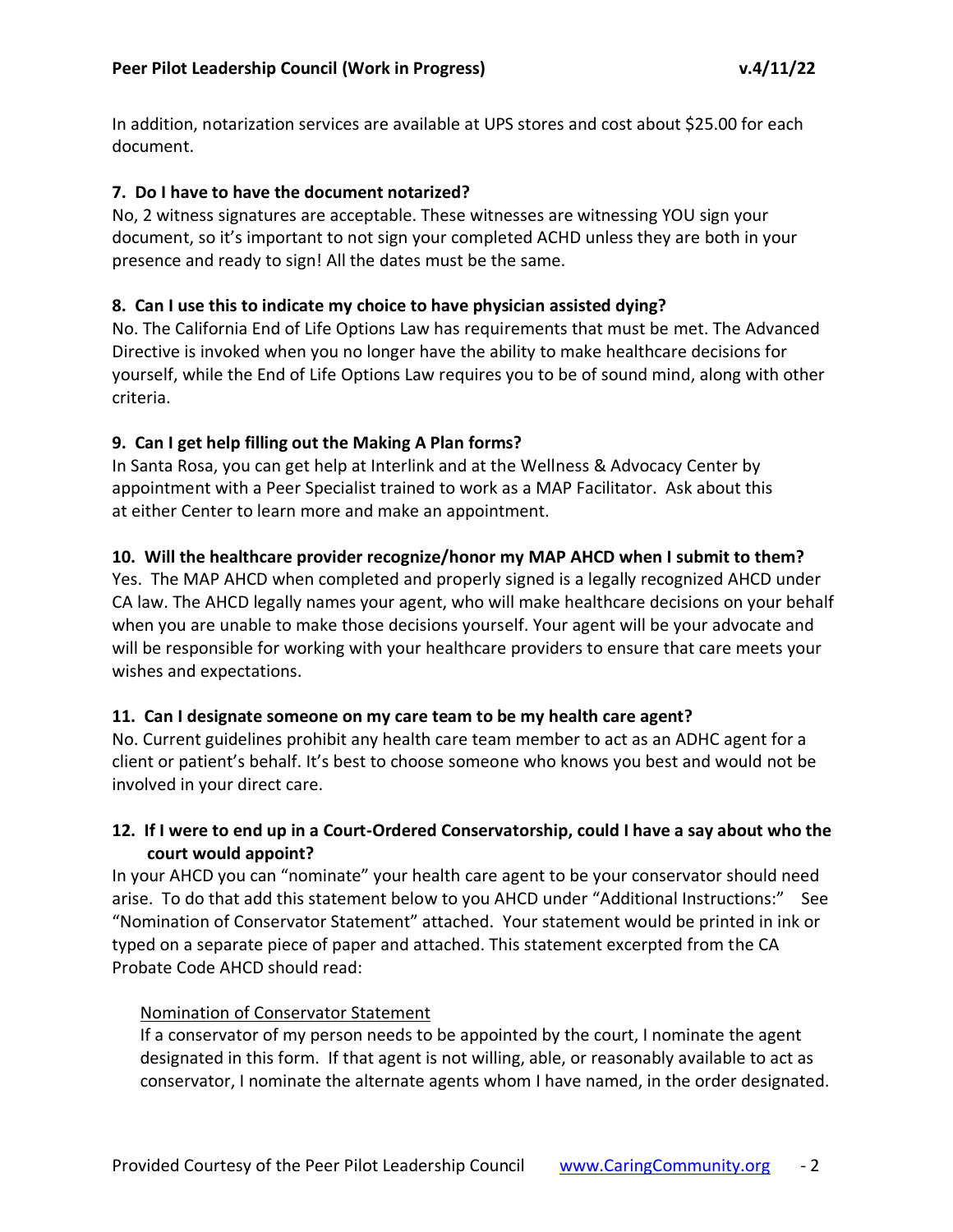In addition, notarization services are available at UPS stores and cost about $25.00 for each document.

**7. Do I have to have the document notarized?**

No, 2 witness signatures are acceptable. These witnesses are witnessing YOU sign your document, so it's important to not sign your completed ACHD unless they are both in your presence and ready to sign! All the dates must be the same.

**8. Can I use this to indicate my choice to have physician assisted dying?**

No. The California End of Life Options Law has requirements that must be met. The Advanced Directive is invoked when you no longer have the ability to make healthcare decisions for yourself, while the End of Life Options Law requires you to be of sound mind, along with other criteria.

**9. Can I get help filling out the Making A Plan forms?**

In Santa Rosa, you can get help at Interlink and at the Wellness & Advocacy Center by appointment with a Peer Specialist trained to work as a MAP Facilitator. Ask about this at either Center to learn more and make an appointment.

**10. Will the healthcare provider recognize/honor my MAP AHCD when I submit to them?**

Yes. The MAP AHCD when completed and properly signed is a legally recognized AHCD under CA law. The AHCD legally names your agent, who will make healthcare decisions on your behalf when you are unable to make those decisions yourself. Your agent will be your advocate and will be responsible for working with your healthcare providers to ensure that care meets your wishes and expectations.

**11. Can I designate someone on my care team to be my health care agent?**

No. Current guidelines prohibit any health care team member to act as an ADHC agent for a client or patient's behalf. It's best to choose someone who knows you best and would not be involved in your direct care.

**12. If I were to end up in a Court-Ordered Conservatorship, could I have a say about who the court would appoint?**

In your AHCD you can "nominate" your health care agent to be your conservator should need arise. To do that add this statement below to you AHCD under "Additional Instructions:" See "Nomination of Conservator Statement" attached. Your statement would be printed in ink or typed on a separate piece of paper and attached. This statement excerpted from the CA Probate Code AHCD should read:

> <u>Nomination of Conservator Statement</u>
>
> If a conservator of my person needs to be appointed by the court, I nominate the agent designated in this form. If that agent is not willing, able, or reasonably available to act as conservator, I nominate the alternate agents whom I have named, in the order designated.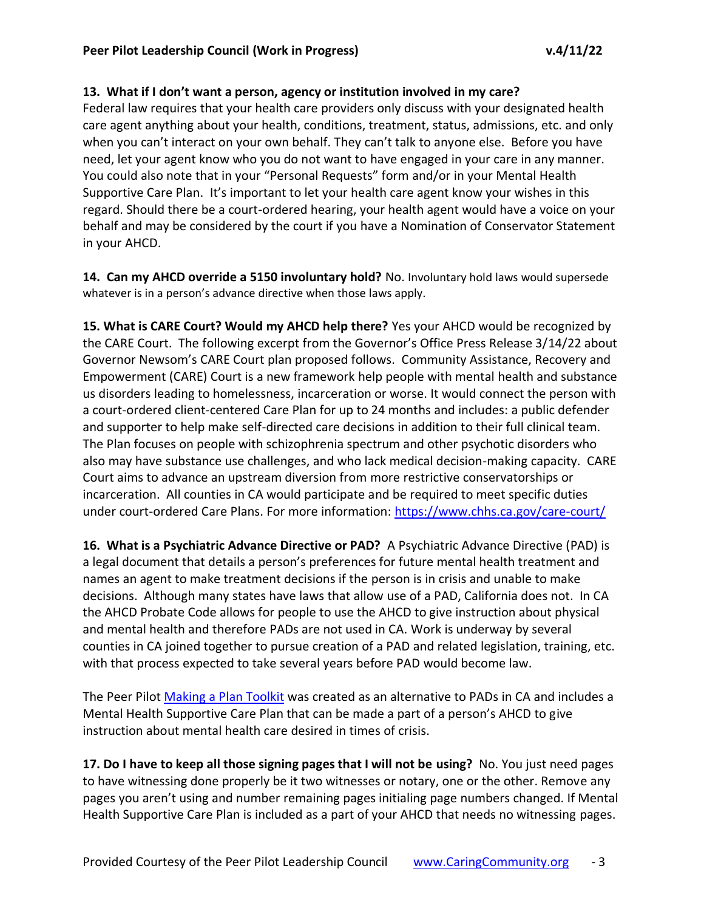**13. What if I don't want a person, agency or institution involved in my care?**
Federal law requires that your health care providers only discuss with your designated health care agent anything about your health, conditions, treatment, status, admissions, etc. and only when you can't interact on your own behalf. They can't talk to anyone else. Before you have need, let your agent know who you do not want to have engaged in your care in any manner. You could also note that in your "Personal Requests" form and/or in your Mental Health Supportive Care Plan. It's important to let your health care agent know your wishes in this regard. Should there be a court-ordered hearing, your health agent would have a voice on your behalf and may be considered by the court if you have a Nomination of Conservator Statement in your AHCD.

**14. Can my AHCD override a 5150 involuntary hold?** No. Involuntary hold laws would supersede whatever is in a person's advance directive when those laws apply.

**15. What is CARE Court? Would my AHCD help there?** Yes your AHCD would be recognized by the CARE Court. The following excerpt from the Governor's Office Press Release 3/14/22 about Governor Newsom's CARE Court plan proposed follows. Community Assistance, Recovery and Empowerment (CARE) Court is a new framework help people with mental health and substance us disorders leading to homelessness, incarceration or worse. It would connect the person with a court-ordered client-centered Care Plan for up to 24 months and includes: a public defender and supporter to help make self-directed care decisions in addition to their full clinical team. The Plan focuses on people with schizophrenia spectrum and other psychotic disorders who also may have substance use challenges, and who lack medical decision-making capacity. CARE Court aims to advance an upstream diversion from more restrictive conservatorships or incarceration. All counties in CA would participate and be required to meet specific duties under court-ordered Care Plans. For more information: [https://www.chhs.ca.gov/care-court/](https://www.chhs.ca.gov/care-court/)

**16. What is a Psychiatric Advance Directive or PAD?** A Psychiatric Advance Directive (PAD) is a legal document that details a person's preferences for future mental health treatment and names an agent to make treatment decisions if the person is in crisis and unable to make decisions. Although many states have laws that allow use of a PAD, California does not. In CA the AHCD Probate Code allows for people to use the AHCD to give instruction about physical and mental health and therefore PADs are not used in CA. Work is underway by several counties in CA joined together to pursue creation of a PAD and related legislation, training, etc. with that process expected to take several years before PAD would become law.

The Peer Pilot Making a Plan Toolkit was created as an alternative to PADs in CA and includes a Mental Health Supportive Care Plan that can be made a part of a person's AHCD to give instruction about mental health care desired in times of crisis.

**17. Do I have to keep all those signing pages that I will not be using?** No. You just need pages to have witnessing done properly be it two witnesses or notary, one or the other. Remove any pages you aren't using and number remaining pages initialing page numbers changed. If Mental Health Supportive Care Plan is included as a part of your AHCD that needs no witnessing pages.